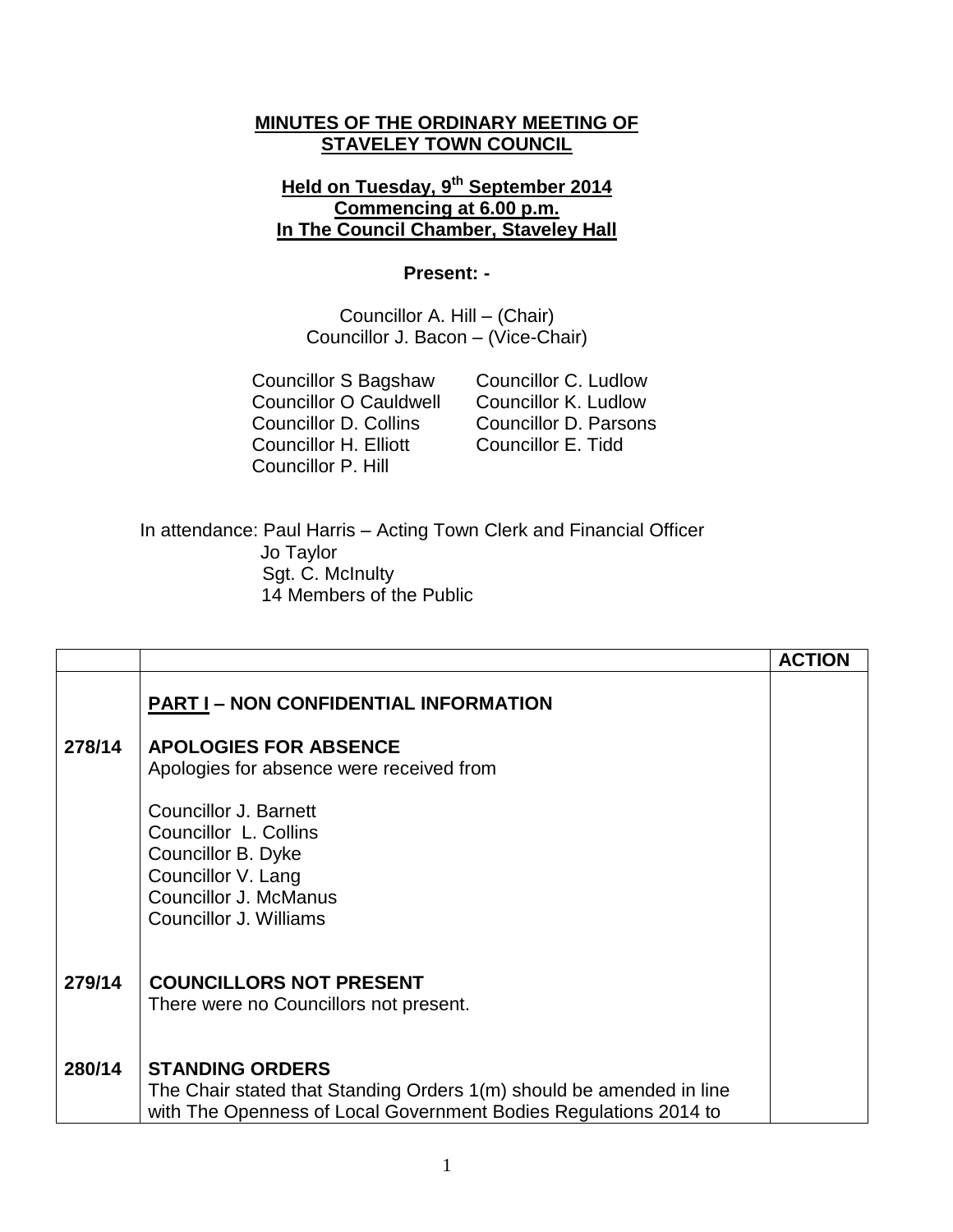**MINUTES OF THE ORDINARY MEETING OF STAVELEY TOWN COUNCIL**

**Held on Tuesday, 9th September 2014**
**Commencing at 6.00 p.m.**
**In The Council Chamber, Staveley Hall**

**Present: -**

Councillor A. Hill – (Chair)
Councillor J. Bacon – (Vice-Chair)

Councillor S Bagshaw
Councillor O Cauldwell
Councillor D. Collins
Councillor H. Elliott
Councillor P. Hill
Councillor C. Ludlow
Councillor K. Ludlow
Councillor D. Parsons
Councillor E. Tidd

In attendance: Paul Harris – Acting Town Clerk and Financial Officer
Jo Taylor
Sgt. C. McInulty
14 Members of the Public

| | | ACTION |
|---|---|---|
| | **PART I – NON CONFIDENTIAL INFORMATION** | |
| **278/14** | **APOLOGIES FOR ABSENCE**<br>Apologies for absence were received from<br><br>Councillor J. Barnett<br>Councillor L. Collins<br>Councillor B. Dyke<br>Councillor V. Lang<br>Councillor J. McManus<br>Councillor J. Williams | |
| **279/14** | **COUNCILLORS NOT PRESENT**<br>There were no Councillors not present. | |
| **280/14** | **STANDING ORDERS**<br>The Chair stated that Standing Orders 1(m) should be amended in line with The Openness of Local Government Bodies Regulations 2014 to | |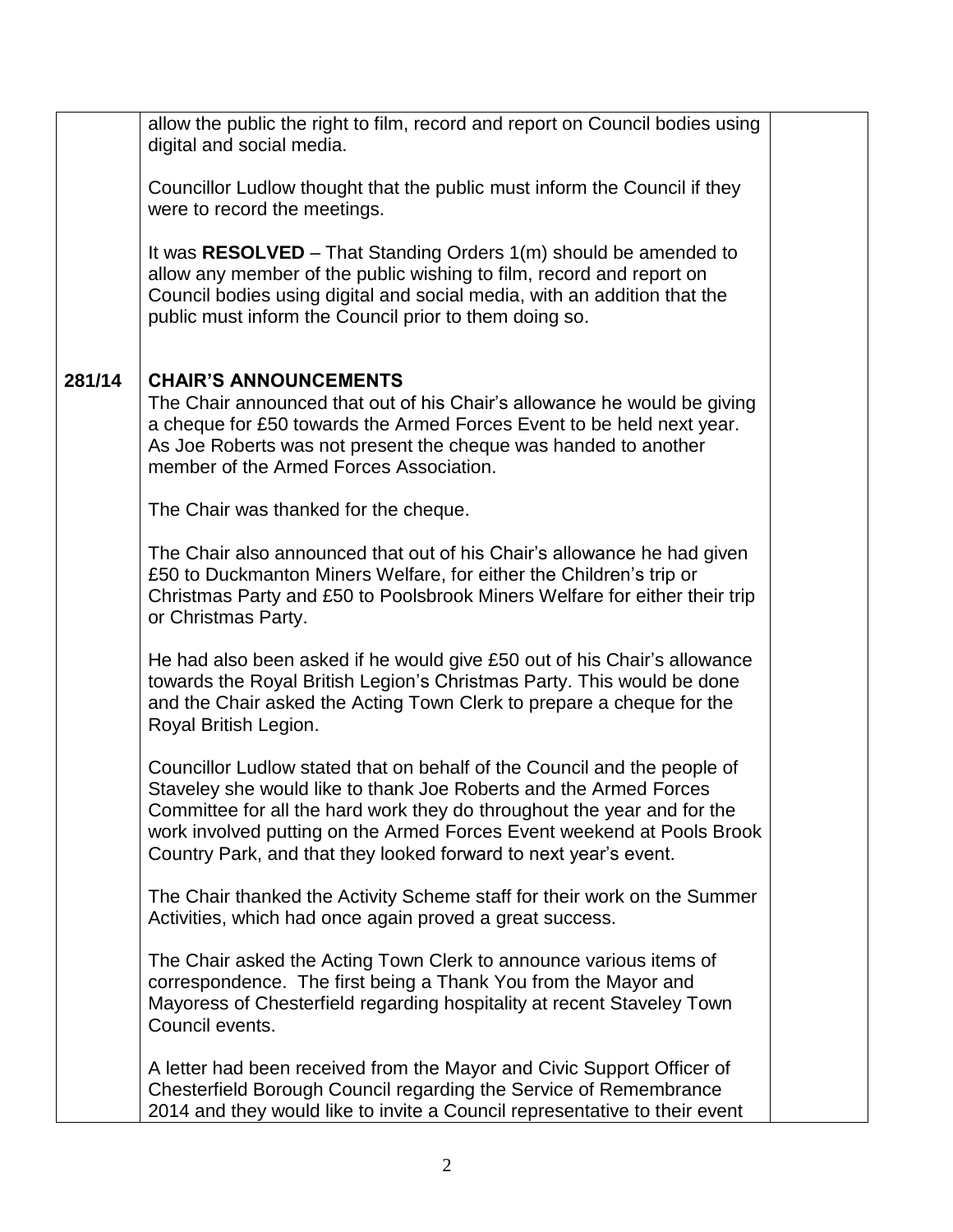allow the public the right to film, record and report on Council bodies using digital and social media.

Councillor Ludlow thought that the public must inform the Council if they were to record the meetings.

It was **RESOLVED** – That Standing Orders 1(m) should be amended to allow any member of the public wishing to film, record and report on Council bodies using digital and social media, with an addition that the public must inform the Council prior to them doing so.

**281/14 CHAIR'S ANNOUNCEMENTS**

The Chair announced that out of his Chair's allowance he would be giving a cheque for £50 towards the Armed Forces Event to be held next year. As Joe Roberts was not present the cheque was handed to another member of the Armed Forces Association.

The Chair was thanked for the cheque.

The Chair also announced that out of his Chair's allowance he had given £50 to Duckmanton Miners Welfare, for either the Children's trip or Christmas Party and £50 to Poolsbrook Miners Welfare for either their trip or Christmas Party.

He had also been asked if he would give £50 out of his Chair's allowance towards the Royal British Legion's Christmas Party. This would be done and the Chair asked the Acting Town Clerk to prepare a cheque for the Royal British Legion.

Councillor Ludlow stated that on behalf of the Council and the people of Staveley she would like to thank Joe Roberts and the Armed Forces Committee for all the hard work they do throughout the year and for the work involved putting on the Armed Forces Event weekend at Pools Brook Country Park, and that they looked forward to next year's event.

The Chair thanked the Activity Scheme staff for their work on the Summer Activities, which had once again proved a great success.

The Chair asked the Acting Town Clerk to announce various items of correspondence. The first being a Thank You from the Mayor and Mayoress of Chesterfield regarding hospitality at recent Staveley Town Council events.

A letter had been received from the Mayor and Civic Support Officer of Chesterfield Borough Council regarding the Service of Remembrance 2014 and they would like to invite a Council representative to their event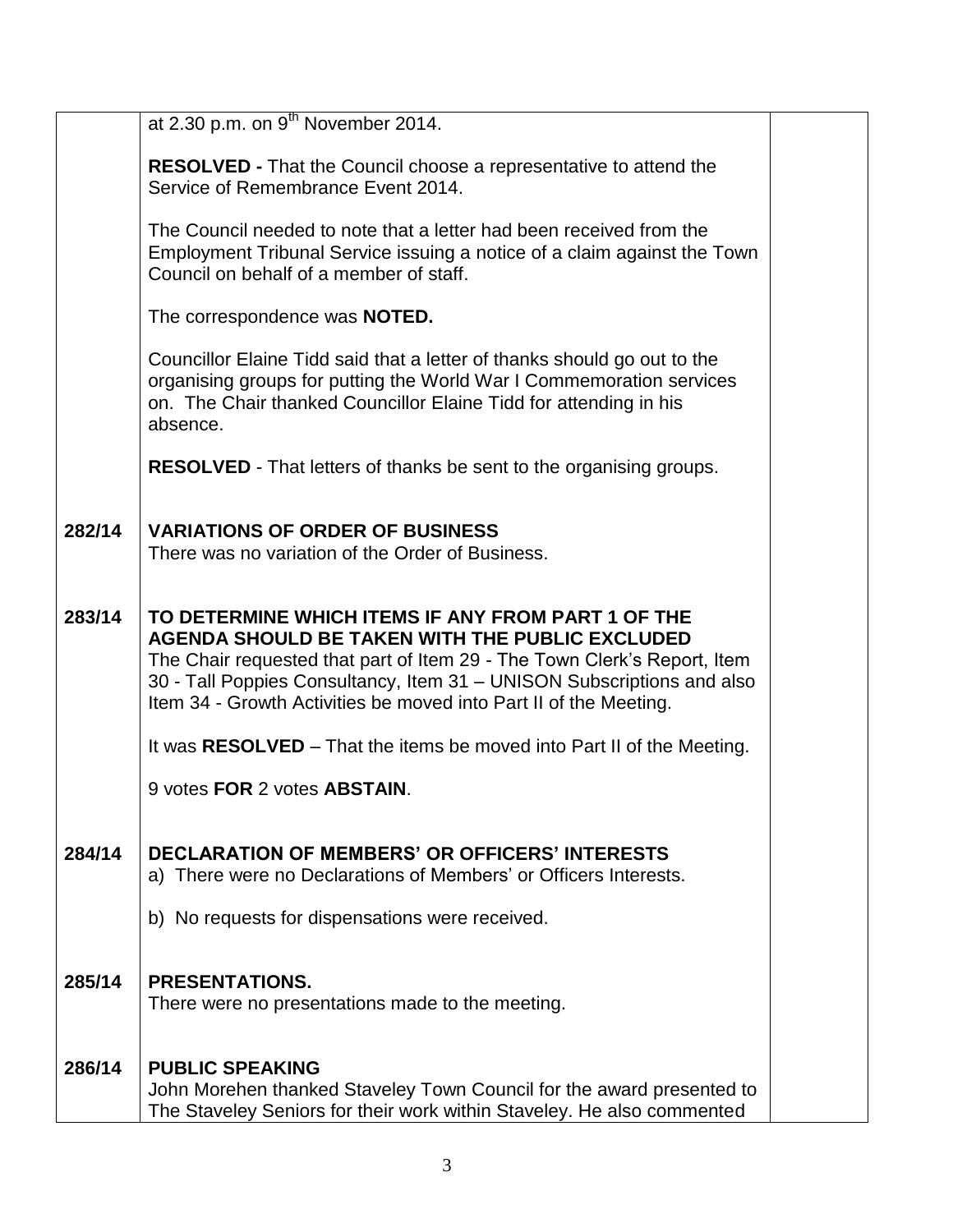| | | |
|---|---|---|
| | at 2.30 p.m. on 9th November 2014.<br><br>**RESOLVED -** That the Council choose a representative to attend the Service of Remembrance Event 2014.<br><br>The Council needed to note that a letter had been received from the Employment Tribunal Service issuing a notice of a claim against the Town Council on behalf of a member of staff.<br><br>The correspondence was **NOTED.**<br><br>Councillor Elaine Tidd said that a letter of thanks should go out to the organising groups for putting the World War I Commemoration services on. The Chair thanked Councillor Elaine Tidd for attending in his absence.<br><br>**RESOLVED** - That letters of thanks be sent to the organising groups. | |
| **282/14** | **VARIATIONS OF ORDER OF BUSINESS**<br>There was no variation of the Order of Business. | |
| **283/14** | **TO DETERMINE WHICH ITEMS IF ANY FROM PART 1 OF THE AGENDA SHOULD BE TAKEN WITH THE PUBLIC EXCLUDED**<br>The Chair requested that part of Item 29 - The Town Clerk's Report, Item 30 - Tall Poppies Consultancy, Item 31 – UNISON Subscriptions and also Item 34 - Growth Activities be moved into Part II of the Meeting.<br><br>It was **RESOLVED** – That the items be moved into Part II of the Meeting.<br><br>9 votes **FOR** 2 votes **ABSTAIN**. | |
| **284/14** | **DECLARATION OF MEMBERS' OR OFFICERS' INTERESTS**<br>a) There were no Declarations of Members' or Officers Interests.<br><br>b) No requests for dispensations were received. | |
| **285/14** | **PRESENTATIONS.**<br>There were no presentations made to the meeting. | |
| **286/14** | **PUBLIC SPEAKING**<br>John Morehen thanked Staveley Town Council for the award presented to The Staveley Seniors for their work within Staveley. He also commented | |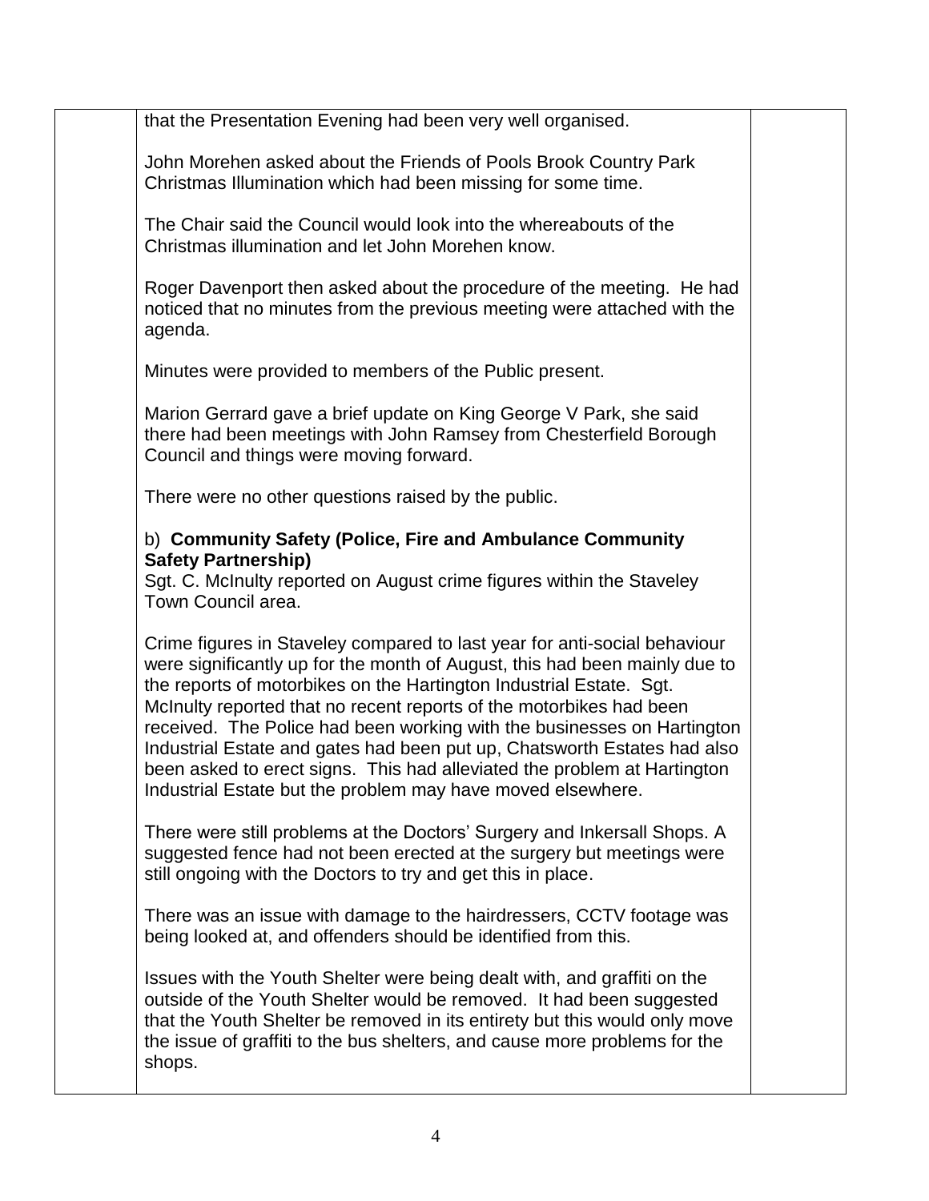that the Presentation Evening had been very well organised.

John Morehen asked about the Friends of Pools Brook Country Park Christmas Illumination which had been missing for some time.

The Chair said the Council would look into the whereabouts of the Christmas illumination and let John Morehen know.

Roger Davenport then asked about the procedure of the meeting. He had noticed that no minutes from the previous meeting were attached with the agenda.

Minutes were provided to members of the Public present.

Marion Gerrard gave a brief update on King George V Park, she said there had been meetings with John Ramsey from Chesterfield Borough Council and things were moving forward.

There were no other questions raised by the public.

b) **Community Safety (Police, Fire and Ambulance Community Safety Partnership)**

Sgt. C. McInulty reported on August crime figures within the Staveley Town Council area.

Crime figures in Staveley compared to last year for anti-social behaviour were significantly up for the month of August, this had been mainly due to the reports of motorbikes on the Hartington Industrial Estate. Sgt. McInulty reported that no recent reports of the motorbikes had been received. The Police had been working with the businesses on Hartington Industrial Estate and gates had been put up, Chatsworth Estates had also been asked to erect signs. This had alleviated the problem at Hartington Industrial Estate but the problem may have moved elsewhere.

There were still problems at the Doctors' Surgery and Inkersall Shops. A suggested fence had not been erected at the surgery but meetings were still ongoing with the Doctors to try and get this in place.

There was an issue with damage to the hairdressers, CCTV footage was being looked at, and offenders should be identified from this.

Issues with the Youth Shelter were being dealt with, and graffiti on the outside of the Youth Shelter would be removed. It had been suggested that the Youth Shelter be removed in its entirety but this would only move the issue of graffiti to the bus shelters, and cause more problems for the shops.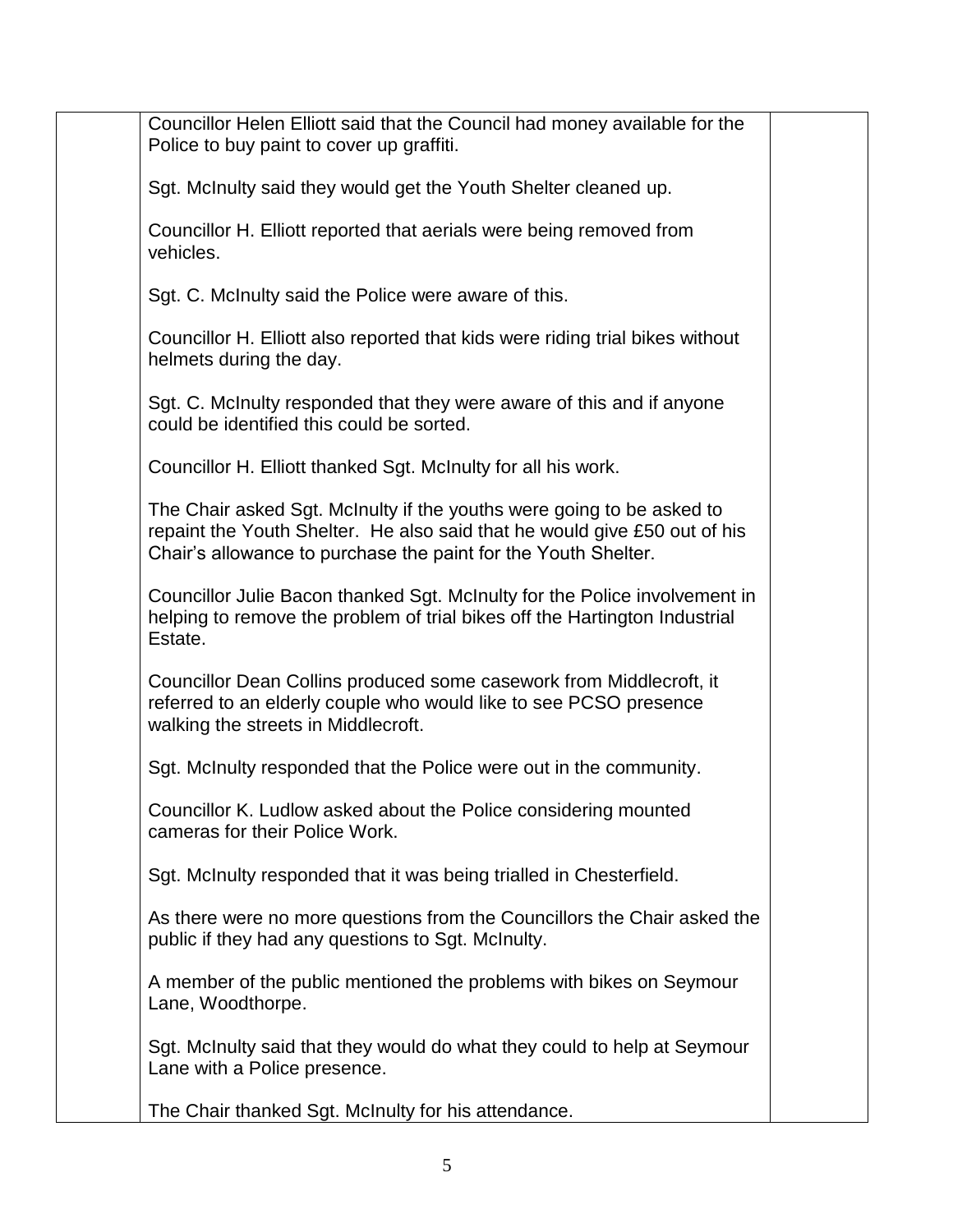Councillor Helen Elliott said that the Council had money available for the Police to buy paint to cover up graffiti.

Sgt. McInulty said they would get the Youth Shelter cleaned up.

Councillor H. Elliott reported that aerials were being removed from vehicles.

Sgt. C. McInulty said the Police were aware of this.

Councillor H. Elliott also reported that kids were riding trial bikes without helmets during the day.

Sgt. C. McInulty responded that they were aware of this and if anyone could be identified this could be sorted.

Councillor H. Elliott thanked Sgt. McInulty for all his work.

The Chair asked Sgt. McInulty if the youths were going to be asked to repaint the Youth Shelter. He also said that he would give £50 out of his Chair's allowance to purchase the paint for the Youth Shelter.

Councillor Julie Bacon thanked Sgt. McInulty for the Police involvement in helping to remove the problem of trial bikes off the Hartington Industrial Estate.

Councillor Dean Collins produced some casework from Middlecroft, it referred to an elderly couple who would like to see PCSO presence walking the streets in Middlecroft.

Sgt. McInulty responded that the Police were out in the community.

Councillor K. Ludlow asked about the Police considering mounted cameras for their Police Work.

Sgt. McInulty responded that it was being trialled in Chesterfield.

As there were no more questions from the Councillors the Chair asked the public if they had any questions to Sgt. McInulty.

A member of the public mentioned the problems with bikes on Seymour Lane, Woodthorpe.

Sgt. McInulty said that they would do what they could to help at Seymour Lane with a Police presence.

The Chair thanked Sgt. McInulty for his attendance.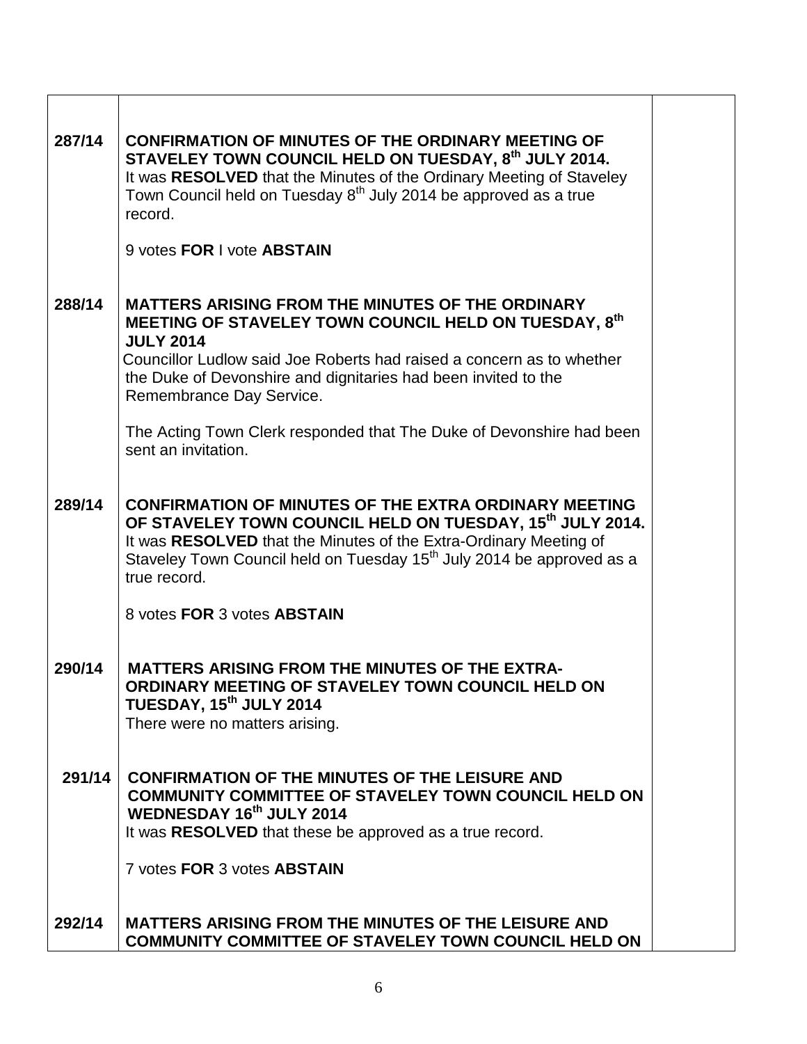| | | |
|---|---|---|
| 287/14 | **CONFIRMATION OF MINUTES OF THE ORDINARY MEETING OF STAVELEY TOWN COUNCIL HELD ON TUESDAY, 8th JULY 2014.**<br>It was **RESOLVED** that the Minutes of the Ordinary Meeting of Staveley Town Council held on Tuesday 8th July 2014 be approved as a true record.<br><br>9 votes **FOR** I vote **ABSTAIN** | |
| 288/14 | **MATTERS ARISING FROM THE MINUTES OF THE ORDINARY MEETING OF STAVELEY TOWN COUNCIL HELD ON TUESDAY, 8th JULY 2014**<br>Councillor Ludlow said Joe Roberts had raised a concern as to whether the Duke of Devonshire and dignitaries had been invited to the Remembrance Day Service.<br><br>The Acting Town Clerk responded that The Duke of Devonshire had been sent an invitation. | |
| 289/14 | **CONFIRMATION OF MINUTES OF THE EXTRA ORDINARY MEETING OF STAVELEY TOWN COUNCIL HELD ON TUESDAY, 15th JULY 2014.**<br>It was **RESOLVED** that the Minutes of the Extra-Ordinary Meeting of Staveley Town Council held on Tuesday 15th July 2014 be approved as a true record.<br><br>8 votes **FOR** 3 votes **ABSTAIN** | |
| 290/14 | **MATTERS ARISING FROM THE MINUTES OF THE EXTRA-ORDINARY MEETING OF STAVELEY TOWN COUNCIL HELD ON TUESDAY, 15th JULY 2014**<br>There were no matters arising. | |
| 291/14 | **CONFIRMATION OF THE MINUTES OF THE LEISURE AND COMMUNITY COMMITTEE OF STAVELEY TOWN COUNCIL HELD ON WEDNESDAY 16th JULY 2014**<br>It was **RESOLVED** that these be approved as a true record.<br><br>7 votes **FOR** 3 votes **ABSTAIN** | |
| 292/14 | **MATTERS ARISING FROM THE MINUTES OF THE LEISURE AND COMMUNITY COMMITTEE OF STAVELEY TOWN COUNCIL HELD ON** | |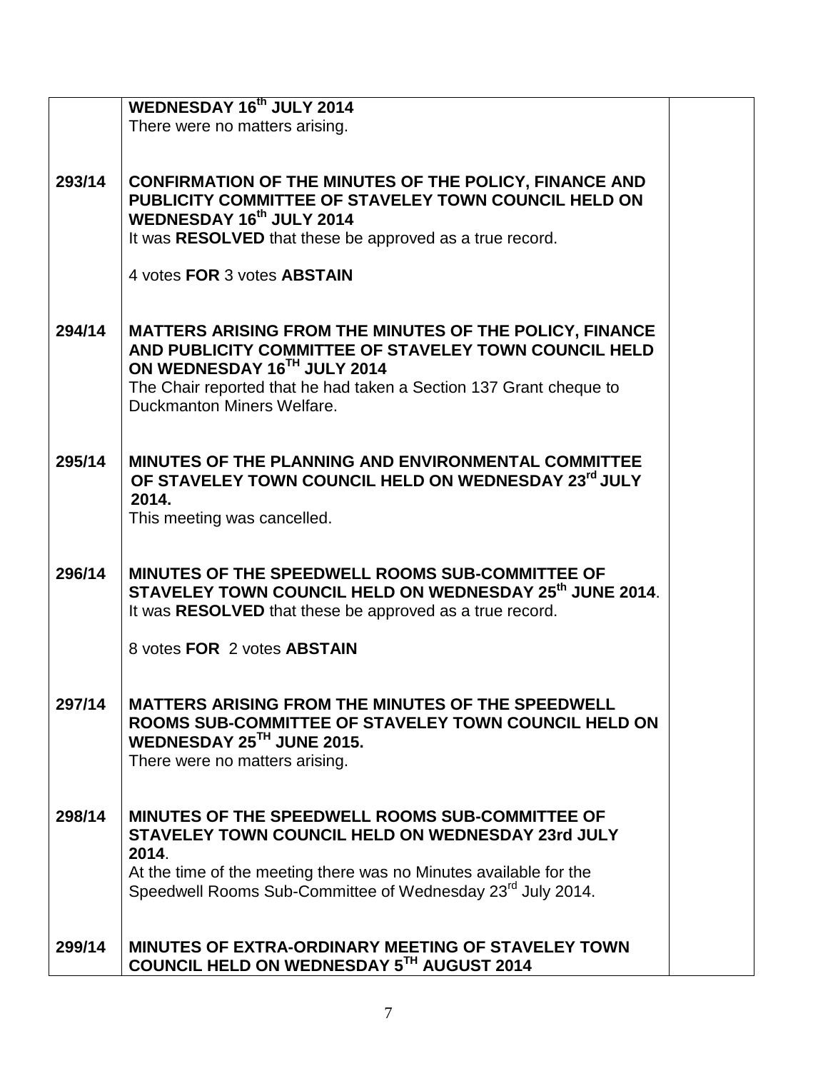| | | |
|---|---|---|
| | **WEDNESDAY 16th JULY 2014**<br>There were no matters arising. | |
| **293/14** | **CONFIRMATION OF THE MINUTES OF THE POLICY, FINANCE AND PUBLICITY COMMITTEE OF STAVELEY TOWN COUNCIL HELD ON WEDNESDAY 16th JULY 2014**<br>It was **RESOLVED** that these be approved as a true record.<br><br>4 votes **FOR** 3 votes **ABSTAIN** | |
| **294/14** | **MATTERS ARISING FROM THE MINUTES OF THE POLICY, FINANCE AND PUBLICITY COMMITTEE OF STAVELEY TOWN COUNCIL HELD ON WEDNESDAY 16TH JULY 2014**<br>The Chair reported that he had taken a Section 137 Grant cheque to Duckmanton Miners Welfare. | |
| **295/14** | **MINUTES OF THE PLANNING AND ENVIRONMENTAL COMMITTEE OF STAVELEY TOWN COUNCIL HELD ON WEDNESDAY 23rd JULY 2014.**<br>This meeting was cancelled. | |
| **296/14** | **MINUTES OF THE SPEEDWELL ROOMS SUB-COMMITTEE OF STAVELEY TOWN COUNCIL HELD ON WEDNESDAY 25th JUNE 2014**.<br>It was **RESOLVED** that these be approved as a true record.<br><br>8 votes **FOR** 2 votes **ABSTAIN** | |
| **297/14** | **MATTERS ARISING FROM THE MINUTES OF THE SPEEDWELL ROOMS SUB-COMMITTEE OF STAVELEY TOWN COUNCIL HELD ON WEDNESDAY 25TH JUNE 2015.**<br>There were no matters arising. | |
| **298/14** | **MINUTES OF THE SPEEDWELL ROOMS SUB-COMMITTEE OF STAVELEY TOWN COUNCIL HELD ON WEDNESDAY 23rd JULY 2014**.<br>At the time of the meeting there was no Minutes available for the Speedwell Rooms Sub-Committee of Wednesday 23rd July 2014. | |
| **299/14** | **MINUTES OF EXTRA-ORDINARY MEETING OF STAVELEY TOWN COUNCIL HELD ON WEDNESDAY 5TH AUGUST 2014** | |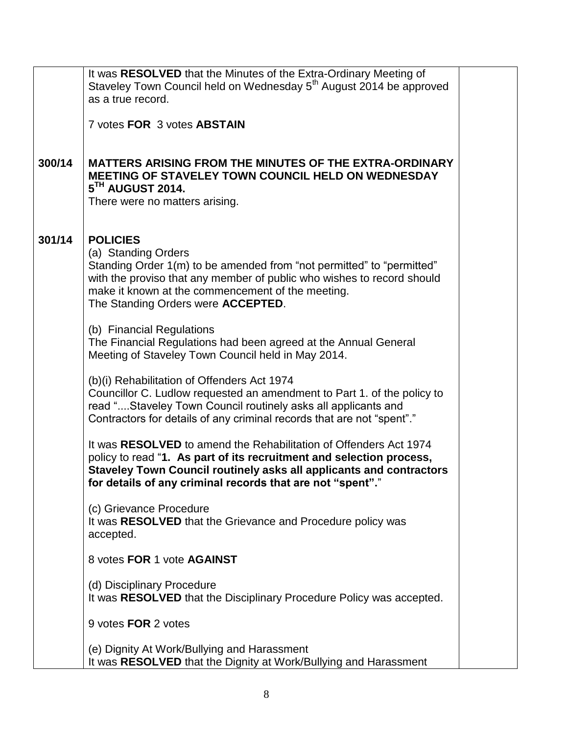| | | |
|---|---|---|
| | It was **RESOLVED** that the Minutes of the Extra-Ordinary Meeting of Staveley Town Council held on Wednesday 5th August 2014 be approved as a true record.<br><br>7 votes **FOR** 3 votes **ABSTAIN** | |
| **300/14** | **MATTERS ARISING FROM THE MINUTES OF THE EXTRA-ORDINARY MEETING OF STAVELEY TOWN COUNCIL HELD ON WEDNESDAY 5TH AUGUST 2014.**<br>There were no matters arising. | |
| **301/14** | **POLICIES**<br>(a) Standing Orders<br>Standing Order 1(m) to be amended from "not permitted" to "permitted" with the proviso that any member of public who wishes to record should make it known at the commencement of the meeting.<br>The Standing Orders were **ACCEPTED**.<br><br>(b) Financial Regulations<br>The Financial Regulations had been agreed at the Annual General Meeting of Staveley Town Council held in May 2014.<br><br>(b)(i) Rehabilitation of Offenders Act 1974<br>Councillor C. Ludlow requested an amendment to Part 1. of the policy to read "....Staveley Town Council routinely asks all applicants and Contractors for details of any criminal records that are not "spent"."<br><br>It was **RESOLVED** to amend the Rehabilitation of Offenders Act 1974 policy to read "**1. As part of its recruitment and selection process, Staveley Town Council routinely asks all applicants and contractors for details of any criminal records that are not "spent".**"<br><br>(c) Grievance Procedure<br>It was **RESOLVED** that the Grievance and Procedure policy was accepted.<br><br>8 votes **FOR** 1 vote **AGAINST**<br><br>(d) Disciplinary Procedure<br>It was **RESOLVED** that the Disciplinary Procedure Policy was accepted.<br><br>9 votes **FOR** 2 votes<br><br>(e) Dignity At Work/Bullying and Harassment<br>It was **RESOLVED** that the Dignity at Work/Bullying and Harassment | |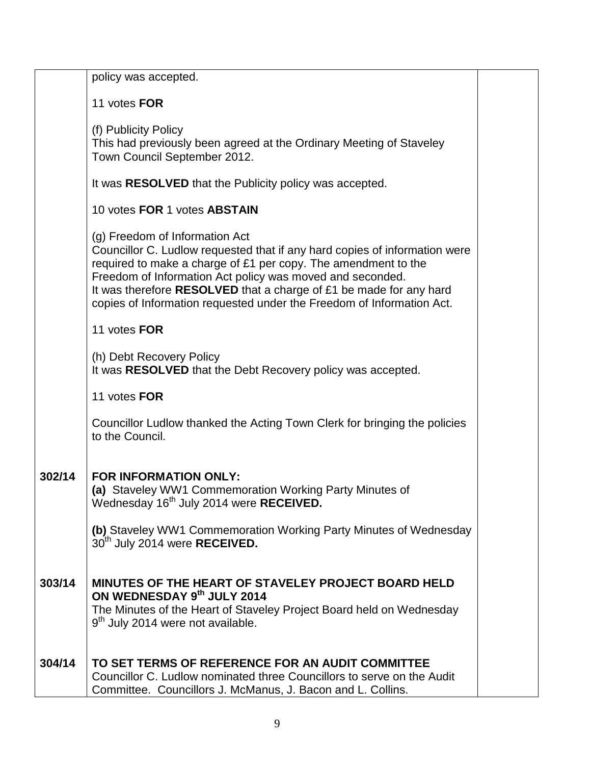| | | |
|---|---|---|
| | policy was accepted.<br><br>11 votes **FOR**<br><br>(f) Publicity Policy<br>This had previously been agreed at the Ordinary Meeting of Staveley Town Council September 2012.<br><br>It was **RESOLVED** that the Publicity policy was accepted.<br><br>10 votes **FOR** 1 votes **ABSTAIN**<br><br>(g) Freedom of Information Act<br>Councillor C. Ludlow requested that if any hard copies of information were required to make a charge of £1 per copy. The amendment to the Freedom of Information Act policy was moved and seconded.<br>It was therefore **RESOLVED** that a charge of £1 be made for any hard copies of Information requested under the Freedom of Information Act.<br><br>11 votes **FOR**<br><br>(h) Debt Recovery Policy<br>It was **RESOLVED** that the Debt Recovery policy was accepted.<br><br>11 votes **FOR**<br><br>Councillor Ludlow thanked the Acting Town Clerk for bringing the policies to the Council. | |
| **302/14** | **FOR INFORMATION ONLY:**<br>**(a)** Staveley WW1 Commemoration Working Party Minutes of Wednesday 16th July 2014 were **RECEIVED.**<br><br>**(b)** Staveley WW1 Commemoration Working Party Minutes of Wednesday 30th July 2014 were **RECEIVED.** | |
| **303/14** | **MINUTES OF THE HEART OF STAVELEY PROJECT BOARD HELD ON WEDNESDAY 9th JULY 2014**<br>The Minutes of the Heart of Staveley Project Board held on Wednesday 9th July 2014 were not available. | |
| **304/14** | **TO SET TERMS OF REFERENCE FOR AN AUDIT COMMITTEE**<br>Councillor C. Ludlow nominated three Councillors to serve on the Audit Committee. Councillors J. McManus, J. Bacon and L. Collins. | |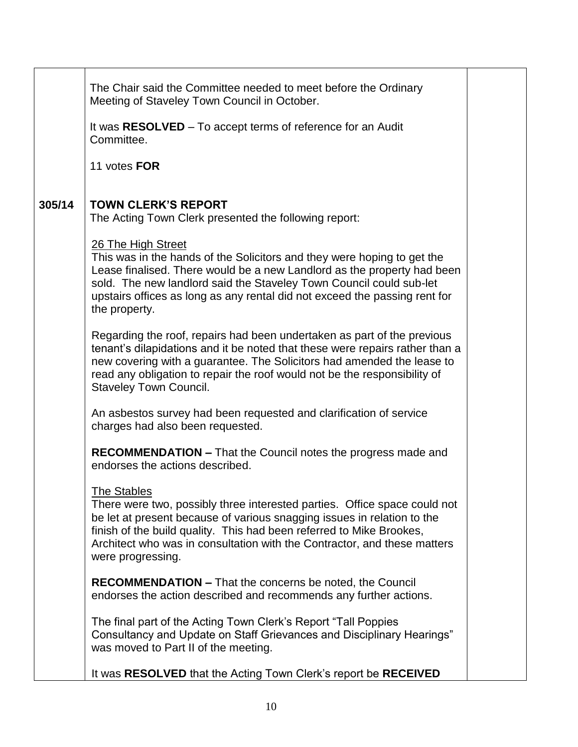The Chair said the Committee needed to meet before the Ordinary Meeting of Staveley Town Council in October.

It was **RESOLVED** – To accept terms of reference for an Audit Committee.

11 votes **FOR**

**305/14 TOWN CLERK'S REPORT**

The Acting Town Clerk presented the following report:

26 The High Street

This was in the hands of the Solicitors and they were hoping to get the Lease finalised. There would be a new Landlord as the property had been sold. The new landlord said the Staveley Town Council could sub-let upstairs offices as long as any rental did not exceed the passing rent for the property.

Regarding the roof, repairs had been undertaken as part of the previous tenant's dilapidations and it be noted that these were repairs rather than a new covering with a guarantee. The Solicitors had amended the lease to read any obligation to repair the roof would not be the responsibility of Staveley Town Council.

An asbestos survey had been requested and clarification of service charges had also been requested.

**RECOMMENDATION –** That the Council notes the progress made and endorses the actions described.

The Stables

There were two, possibly three interested parties. Office space could not be let at present because of various snagging issues in relation to the finish of the build quality. This had been referred to Mike Brookes, Architect who was in consultation with the Contractor, and these matters were progressing.

**RECOMMENDATION –** That the concerns be noted, the Council endorses the action described and recommends any further actions.

The final part of the Acting Town Clerk's Report "Tall Poppies Consultancy and Update on Staff Grievances and Disciplinary Hearings" was moved to Part II of the meeting.

It was **RESOLVED** that the Acting Town Clerk's report be **RECEIVED**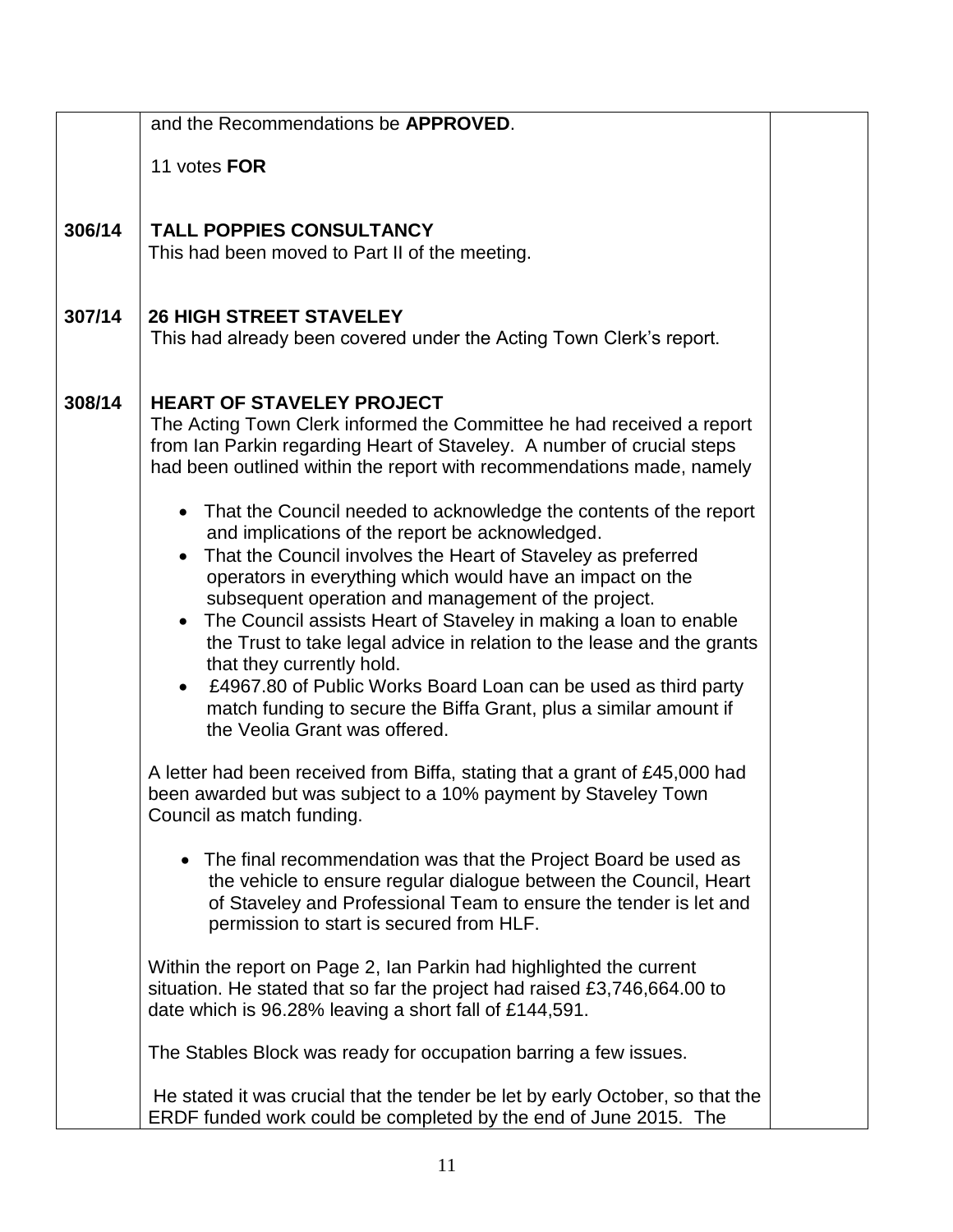| | | |
|---|---|---|
| | and the Recommendations be **APPROVED**.<br><br>11 votes **FOR** | |
| **306/14** | **TALL POPPIES CONSULTANCY**<br>This had been moved to Part II of the meeting. | |
| **307/14** | **26 HIGH STREET STAVELEY**<br>This had already been covered under the Acting Town Clerk's report. | |
| **308/14** | **HEART OF STAVELEY PROJECT**<br>The Acting Town Clerk informed the Committee he had received a report from Ian Parkin regarding Heart of Staveley. A number of crucial steps had been outlined within the report with recommendations made, namely<br><br>• That the Council needed to acknowledge the contents of the report and implications of the report be acknowledged.<br>• That the Council involves the Heart of Staveley as preferred operators in everything which would have an impact on the subsequent operation and management of the project.<br>• The Council assists Heart of Staveley in making a loan to enable the Trust to take legal advice in relation to the lease and the grants that they currently hold.<br>• £4967.80 of Public Works Board Loan can be used as third party match funding to secure the Biffa Grant, plus a similar amount if the Veolia Grant was offered.<br><br>A letter had been received from Biffa, stating that a grant of £45,000 had been awarded but was subject to a 10% payment by Staveley Town Council as match funding.<br><br>• The final recommendation was that the Project Board be used as the vehicle to ensure regular dialogue between the Council, Heart of Staveley and Professional Team to ensure the tender is let and permission to start is secured from HLF.<br><br>Within the report on Page 2, Ian Parkin had highlighted the current situation. He stated that so far the project had raised £3,746,664.00 to date which is 96.28% leaving a short fall of £144,591.<br><br>The Stables Block was ready for occupation barring a few issues.<br><br>He stated it was crucial that the tender be let by early October, so that the ERDF funded work could be completed by the end of June 2015. The | |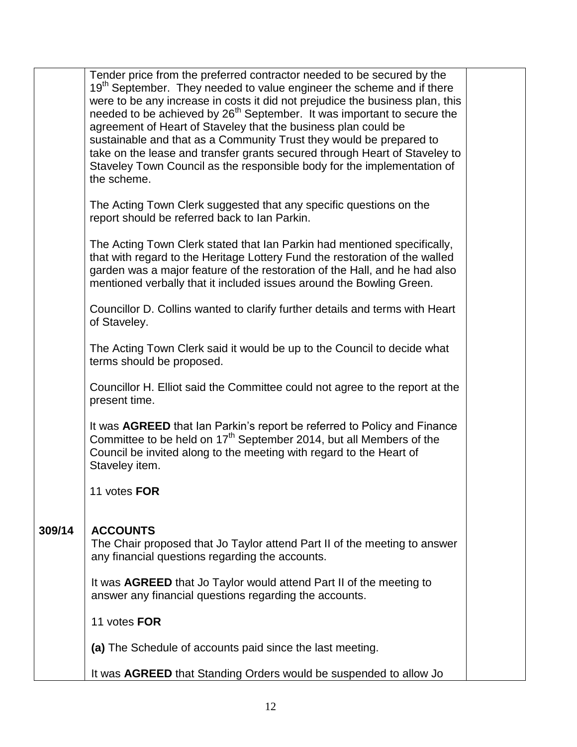| | | |
|---|---|---|
| | Tender price from the preferred contractor needed to be secured by the 19th September. They needed to value engineer the scheme and if there were to be any increase in costs it did not prejudice the business plan, this needed to be achieved by 26th September. It was important to secure the agreement of Heart of Staveley that the business plan could be sustainable and that as a Community Trust they would be prepared to take on the lease and transfer grants secured through Heart of Staveley to Staveley Town Council as the responsible body for the implementation of the scheme.<br><br>The Acting Town Clerk suggested that any specific questions on the report should be referred back to Ian Parkin.<br><br>The Acting Town Clerk stated that Ian Parkin had mentioned specifically, that with regard to the Heritage Lottery Fund the restoration of the walled garden was a major feature of the restoration of the Hall, and he had also mentioned verbally that it included issues around the Bowling Green.<br><br>Councillor D. Collins wanted to clarify further details and terms with Heart of Staveley.<br><br>The Acting Town Clerk said it would be up to the Council to decide what terms should be proposed.<br><br>Councillor H. Elliot said the Committee could not agree to the report at the present time.<br><br>It was **AGREED** that Ian Parkin's report be referred to Policy and Finance Committee to be held on 17th September 2014, but all Members of the Council be invited along to the meeting with regard to the Heart of Staveley item.<br><br>11 votes **FOR** | |
| **309/14** | **ACCOUNTS**<br>The Chair proposed that Jo Taylor attend Part II of the meeting to answer any financial questions regarding the accounts.<br><br>It was **AGREED** that Jo Taylor would attend Part II of the meeting to answer any financial questions regarding the accounts.<br><br>11 votes **FOR**<br><br>**(a)** The Schedule of accounts paid since the last meeting.<br><br>It was **AGREED** that Standing Orders would be suspended to allow Jo | |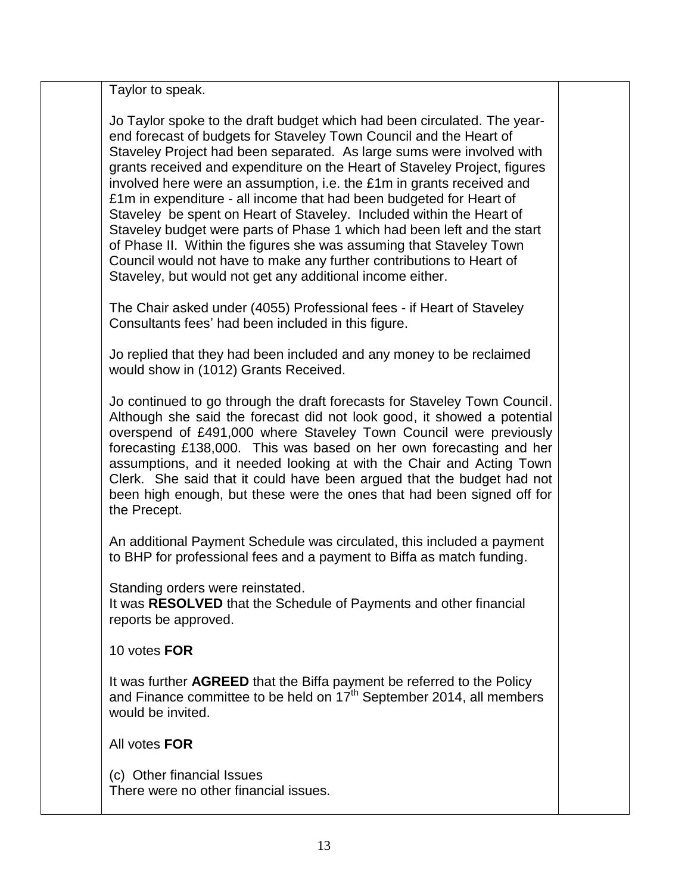Taylor to speak.

Jo Taylor spoke to the draft budget which had been circulated. The year-end forecast of budgets for Staveley Town Council and the Heart of Staveley Project had been separated. As large sums were involved with grants received and expenditure on the Heart of Staveley Project, figures involved here were an assumption, i.e. the £1m in grants received and £1m in expenditure - all income that had been budgeted for Heart of Staveley be spent on Heart of Staveley. Included within the Heart of Staveley budget were parts of Phase 1 which had been left and the start of Phase II. Within the figures she was assuming that Staveley Town Council would not have to make any further contributions to Heart of Staveley, but would not get any additional income either.

The Chair asked under (4055) Professional fees - if Heart of Staveley Consultants fees' had been included in this figure.

Jo replied that they had been included and any money to be reclaimed would show in (1012) Grants Received.

Jo continued to go through the draft forecasts for Staveley Town Council. Although she said the forecast did not look good, it showed a potential overspend of £491,000 where Staveley Town Council were previously forecasting £138,000. This was based on her own forecasting and her assumptions, and it needed looking at with the Chair and Acting Town Clerk. She said that it could have been argued that the budget had not been high enough, but these were the ones that had been signed off for the Precept.

An additional Payment Schedule was circulated, this included a payment to BHP for professional fees and a payment to Biffa as match funding.

Standing orders were reinstated.
It was **RESOLVED** that the Schedule of Payments and other financial reports be approved.

10 votes **FOR**

It was further **AGREED** that the Biffa payment be referred to the Policy and Finance committee to be held on 17th September 2014, all members would be invited.

All votes **FOR**

(c) Other financial Issues
There were no other financial issues.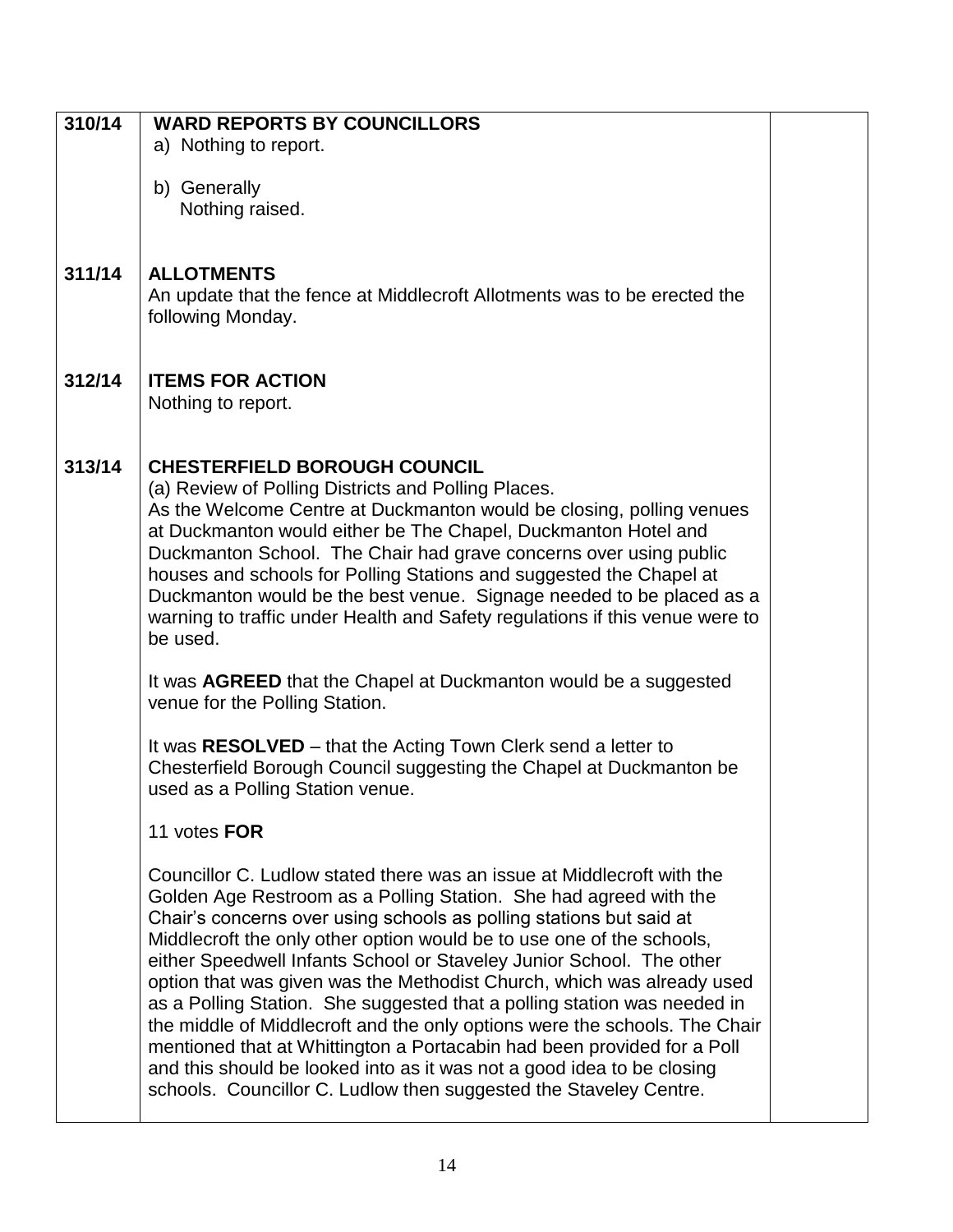| | | |
|---|---|---|
| **310/14** | **WARD REPORTS BY COUNCILLORS**<br>a) Nothing to report.<br><br>b) Generally<br>Nothing raised. | |
| **311/14** | **ALLOTMENTS**<br>An update that the fence at Middlecroft Allotments was to be erected the following Monday. | |
| **312/14** | **ITEMS FOR ACTION**<br>Nothing to report. | |
| **313/14** | **CHESTERFIELD BOROUGH COUNCIL**<br>(a) Review of Polling Districts and Polling Places.<br>As the Welcome Centre at Duckmanton would be closing, polling venues at Duckmanton would either be The Chapel, Duckmanton Hotel and Duckmanton School. The Chair had grave concerns over using public houses and schools for Polling Stations and suggested the Chapel at Duckmanton would be the best venue. Signage needed to be placed as a warning to traffic under Health and Safety regulations if this venue were to be used.<br><br>It was **AGREED** that the Chapel at Duckmanton would be a suggested venue for the Polling Station.<br><br>It was **RESOLVED** – that the Acting Town Clerk send a letter to Chesterfield Borough Council suggesting the Chapel at Duckmanton be used as a Polling Station venue.<br><br>11 votes **FOR**<br><br>Councillor C. Ludlow stated there was an issue at Middlecroft with the Golden Age Restroom as a Polling Station. She had agreed with the Chair's concerns over using schools as polling stations but said at Middlecroft the only other option would be to use one of the schools, either Speedwell Infants School or Staveley Junior School. The other option that was given was the Methodist Church, which was already used as a Polling Station. She suggested that a polling station was needed in the middle of Middlecroft and the only options were the schools. The Chair mentioned that at Whittington a Portacabin had been provided for a Poll and this should be looked into as it was not a good idea to be closing schools. Councillor C. Ludlow then suggested the Staveley Centre. | |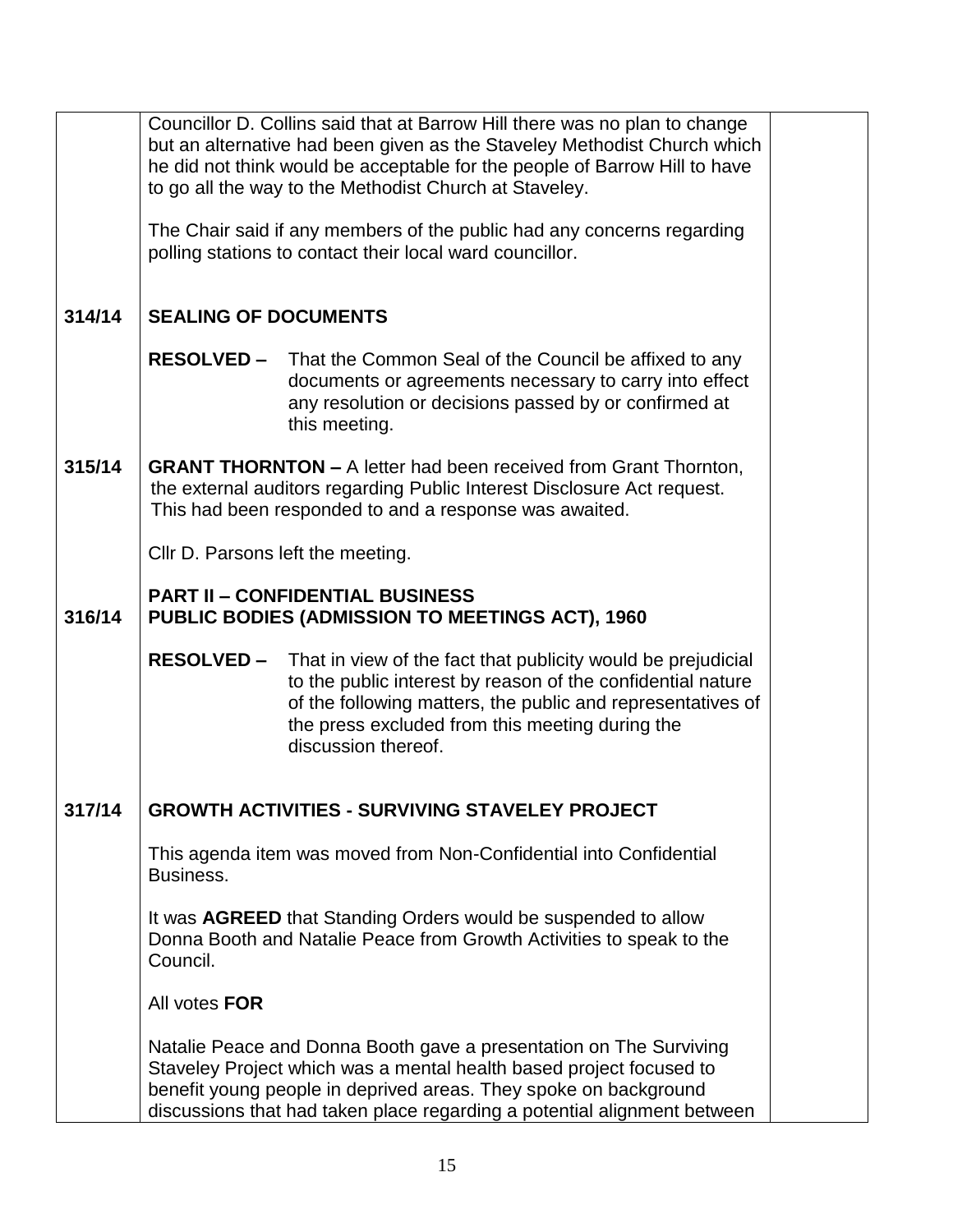| | | |
|---|---|---|
| | Councillor D. Collins said that at Barrow Hill there was no plan to change but an alternative had been given as the Staveley Methodist Church which he did not think would be acceptable for the people of Barrow Hill to have to go all the way to the Methodist Church at Staveley.<br><br>The Chair said if any members of the public had any concerns regarding polling stations to contact their local ward councillor. | |
| **314/14** | **SEALING OF DOCUMENTS**<br><br>**RESOLVED –** That the Common Seal of the Council be affixed to any documents or agreements necessary to carry into effect any resolution or decisions passed by or confirmed at this meeting. | |
| **315/14** | **GRANT THORNTON –** A letter had been received from Grant Thornton, the external auditors regarding Public Interest Disclosure Act request. This had been responded to and a response was awaited.<br><br>Cllr D. Parsons left the meeting. | |
| **316/14** | **PART II – CONFIDENTIAL BUSINESS**<br>**PUBLIC BODIES (ADMISSION TO MEETINGS ACT), 1960**<br><br>**RESOLVED –** That in view of the fact that publicity would be prejudicial to the public interest by reason of the confidential nature of the following matters, the public and representatives of the press excluded from this meeting during the discussion thereof. | |
| **317/14** | **GROWTH ACTIVITIES - SURVIVING STAVELEY PROJECT**<br><br>This agenda item was moved from Non-Confidential into Confidential Business.<br><br>It was **AGREED** that Standing Orders would be suspended to allow Donna Booth and Natalie Peace from Growth Activities to speak to the Council.<br><br>All votes **FOR**<br><br>Natalie Peace and Donna Booth gave a presentation on The Surviving Staveley Project which was a mental health based project focused to benefit young people in deprived areas. They spoke on background discussions that had taken place regarding a potential alignment between | |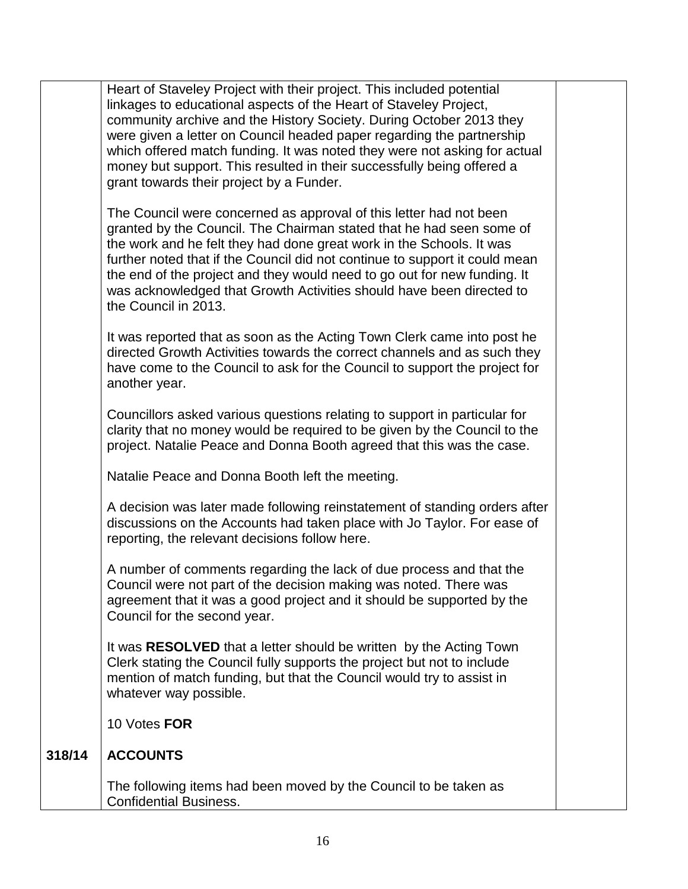| | | |
|---|---|---|
| | Heart of Staveley Project with their project. This included potential linkages to educational aspects of the Heart of Staveley Project, community archive and the History Society. During October 2013 they were given a letter on Council headed paper regarding the partnership which offered match funding. It was noted they were not asking for actual money but support. This resulted in their successfully being offered a grant towards their project by a Funder.<br><br>The Council were concerned as approval of this letter had not been granted by the Council. The Chairman stated that he had seen some of the work and he felt they had done great work in the Schools. It was further noted that if the Council did not continue to support it could mean the end of the project and they would need to go out for new funding. It was acknowledged that Growth Activities should have been directed to the Council in 2013.<br><br>It was reported that as soon as the Acting Town Clerk came into post he directed Growth Activities towards the correct channels and as such they have come to the Council to ask for the Council to support the project for another year.<br><br>Councillors asked various questions relating to support in particular for clarity that no money would be required to be given by the Council to the project. Natalie Peace and Donna Booth agreed that this was the case.<br><br>Natalie Peace and Donna Booth left the meeting.<br><br>A decision was later made following reinstatement of standing orders after discussions on the Accounts had taken place with Jo Taylor. For ease of reporting, the relevant decisions follow here.<br><br>A number of comments regarding the lack of due process and that the Council were not part of the decision making was noted. There was agreement that it was a good project and it should be supported by the Council for the second year.<br><br>It was **RESOLVED** that a letter should be written by the Acting Town Clerk stating the Council fully supports the project but not to include mention of match funding, but that the Council would try to assist in whatever way possible.<br><br>10 Votes **FOR** | |
| **318/14** | **ACCOUNTS**<br><br>The following items had been moved by the Council to be taken as Confidential Business. | |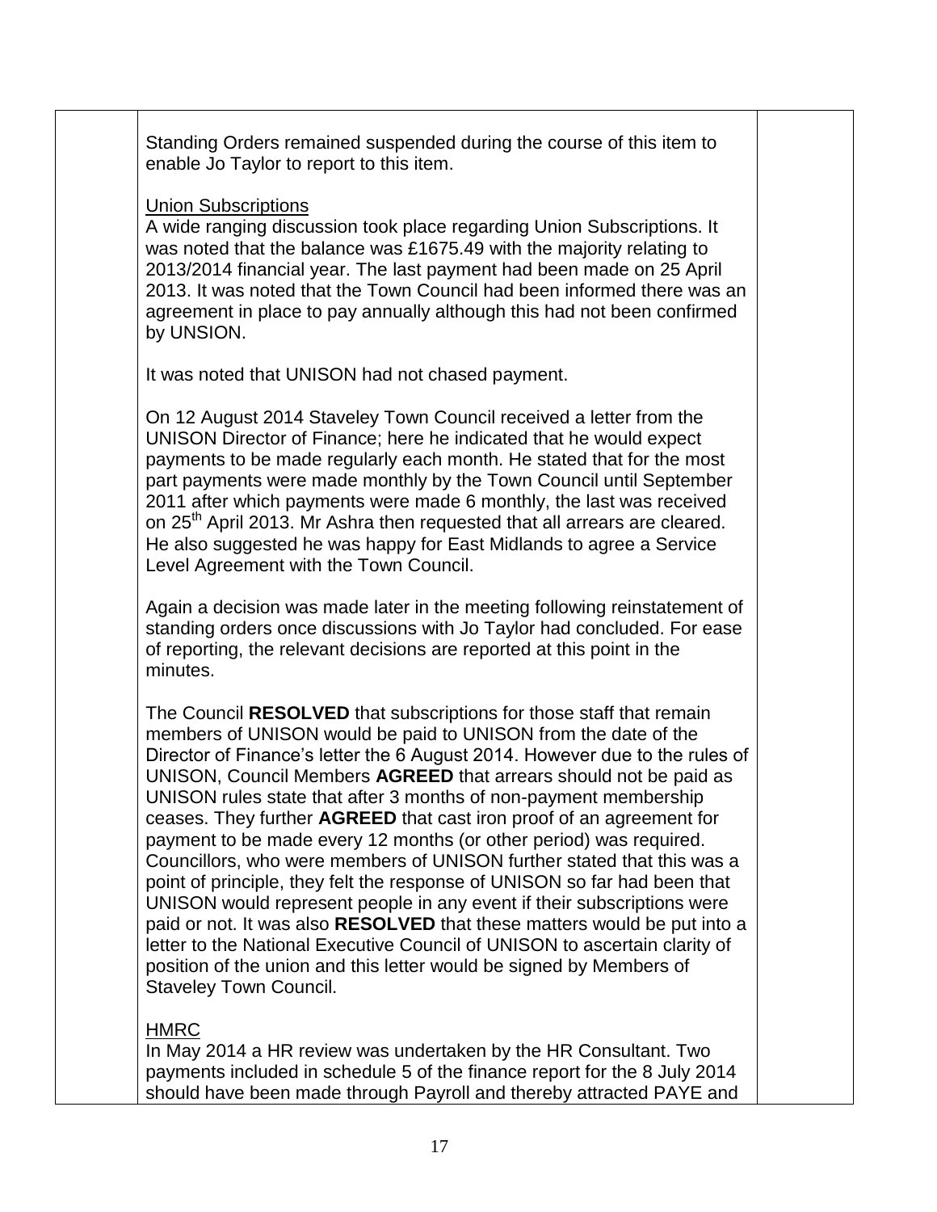Standing Orders remained suspended during the course of this item to enable Jo Taylor to report to this item.

Union Subscriptions

A wide ranging discussion took place regarding Union Subscriptions. It was noted that the balance was £1675.49 with the majority relating to 2013/2014 financial year. The last payment had been made on 25 April 2013. It was noted that the Town Council had been informed there was an agreement in place to pay annually although this had not been confirmed by UNSION.

It was noted that UNISON had not chased payment.

On 12 August 2014 Staveley Town Council received a letter from the UNISON Director of Finance; here he indicated that he would expect payments to be made regularly each month. He stated that for the most part payments were made monthly by the Town Council until September 2011 after which payments were made 6 monthly, the last was received on 25th April 2013. Mr Ashra then requested that all arrears are cleared. He also suggested he was happy for East Midlands to agree a Service Level Agreement with the Town Council.

Again a decision was made later in the meeting following reinstatement of standing orders once discussions with Jo Taylor had concluded. For ease of reporting, the relevant decisions are reported at this point in the minutes.

The Council **RESOLVED** that subscriptions for those staff that remain members of UNISON would be paid to UNISON from the date of the Director of Finance's letter the 6 August 2014. However due to the rules of UNISON, Council Members **AGREED** that arrears should not be paid as UNISON rules state that after 3 months of non-payment membership ceases. They further **AGREED** that cast iron proof of an agreement for payment to be made every 12 months (or other period) was required. Councillors, who were members of UNISON further stated that this was a point of principle, they felt the response of UNISON so far had been that UNISON would represent people in any event if their subscriptions were paid or not. It was also **RESOLVED** that these matters would be put into a letter to the National Executive Council of UNISON to ascertain clarity of position of the union and this letter would be signed by Members of Staveley Town Council.

HMRC

In May 2014 a HR review was undertaken by the HR Consultant. Two payments included in schedule 5 of the finance report for the 8 July 2014 should have been made through Payroll and thereby attracted PAYE and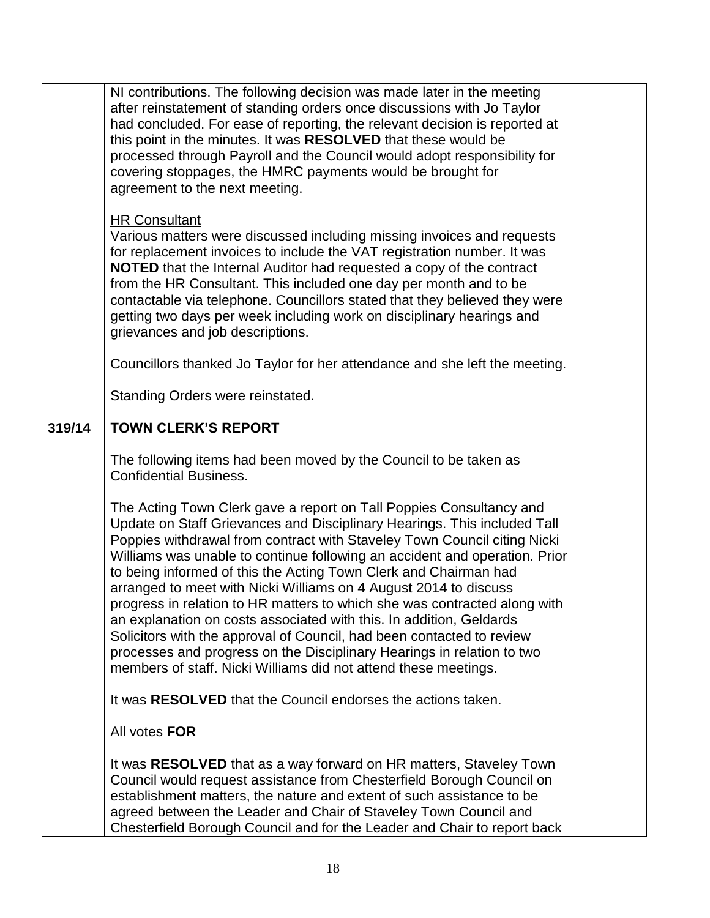NI contributions. The following decision was made later in the meeting after reinstatement of standing orders once discussions with Jo Taylor had concluded. For ease of reporting, the relevant decision is reported at this point in the minutes. It was **RESOLVED** that these would be processed through Payroll and the Council would adopt responsibility for covering stoppages, the HMRC payments would be brought for agreement to the next meeting.

<u>HR Consultant</u>

Various matters were discussed including missing invoices and requests for replacement invoices to include the VAT registration number. It was **NOTED** that the Internal Auditor had requested a copy of the contract from the HR Consultant. This included one day per month and to be contactable via telephone. Councillors stated that they believed they were getting two days per week including work on disciplinary hearings and grievances and job descriptions.

Councillors thanked Jo Taylor for her attendance and she left the meeting.

Standing Orders were reinstated.

## 319/14 TOWN CLERK'S REPORT

The following items had been moved by the Council to be taken as Confidential Business.

The Acting Town Clerk gave a report on Tall Poppies Consultancy and Update on Staff Grievances and Disciplinary Hearings. This included Tall Poppies withdrawal from contract with Staveley Town Council citing Nicki Williams was unable to continue following an accident and operation. Prior to being informed of this the Acting Town Clerk and Chairman had arranged to meet with Nicki Williams on 4 August 2014 to discuss progress in relation to HR matters to which she was contracted along with an explanation on costs associated with this. In addition, Geldards Solicitors with the approval of Council, had been contacted to review processes and progress on the Disciplinary Hearings in relation to two members of staff. Nicki Williams did not attend these meetings.

It was **RESOLVED** that the Council endorses the actions taken.

All votes **FOR**

It was **RESOLVED** that as a way forward on HR matters, Staveley Town Council would request assistance from Chesterfield Borough Council on establishment matters, the nature and extent of such assistance to be agreed between the Leader and Chair of Staveley Town Council and Chesterfield Borough Council and for the Leader and Chair to report back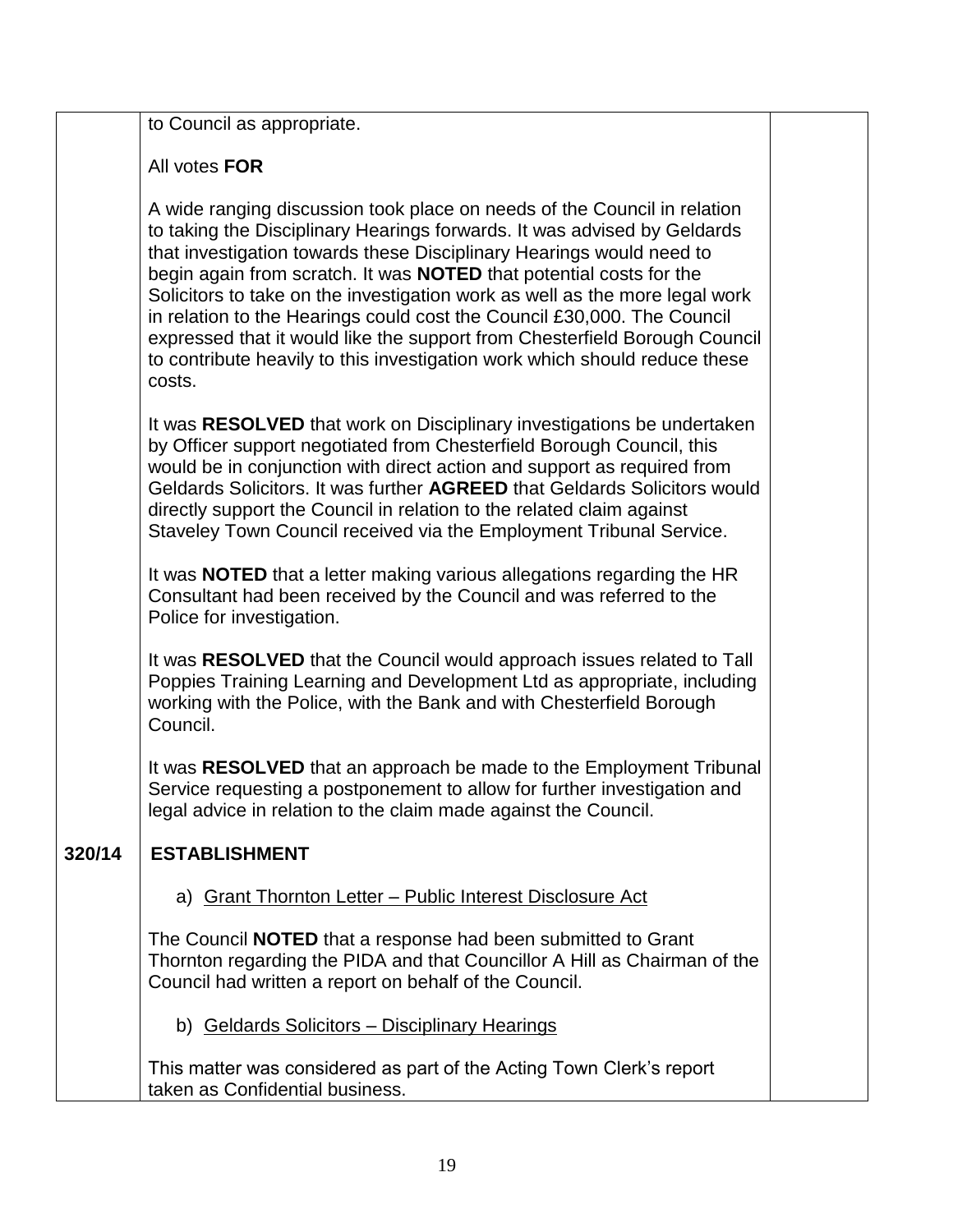to Council as appropriate.

All votes **FOR**

A wide ranging discussion took place on needs of the Council in relation to taking the Disciplinary Hearings forwards. It was advised by Geldards that investigation towards these Disciplinary Hearings would need to begin again from scratch. It was **NOTED** that potential costs for the Solicitors to take on the investigation work as well as the more legal work in relation to the Hearings could cost the Council £30,000. The Council expressed that it would like the support from Chesterfield Borough Council to contribute heavily to this investigation work which should reduce these costs.

It was **RESOLVED** that work on Disciplinary investigations be undertaken by Officer support negotiated from Chesterfield Borough Council, this would be in conjunction with direct action and support as required from Geldards Solicitors. It was further **AGREED** that Geldards Solicitors would directly support the Council in relation to the related claim against Staveley Town Council received via the Employment Tribunal Service.

It was **NOTED** that a letter making various allegations regarding the HR Consultant had been received by the Council and was referred to the Police for investigation.

It was **RESOLVED** that the Council would approach issues related to Tall Poppies Training Learning and Development Ltd as appropriate, including working with the Police, with the Bank and with Chesterfield Borough Council.

It was **RESOLVED** that an approach be made to the Employment Tribunal Service requesting a postponement to allow for further investigation and legal advice in relation to the claim made against the Council.

## 320/14 ESTABLISHMENT

a) Grant Thornton Letter – Public Interest Disclosure Act

The Council **NOTED** that a response had been submitted to Grant Thornton regarding the PIDA and that Councillor A Hill as Chairman of the Council had written a report on behalf of the Council.

b) Geldards Solicitors – Disciplinary Hearings

This matter was considered as part of the Acting Town Clerk's report taken as Confidential business.